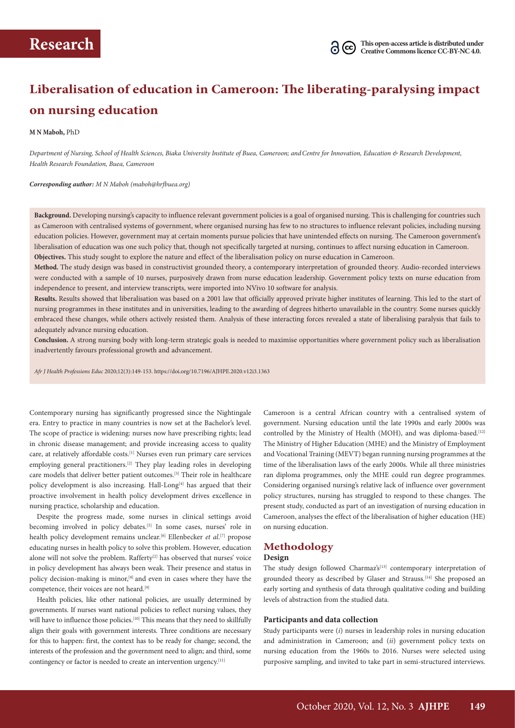# Research

This open-access article is distributed under Creative Commons licence CC-BY-NC 4.0.

# Liberalisation of education in Cameroon: The liberating-paralysing impact on nursing education

**M N Maboh,** PhD

*Department of Nursing, School of Health Sciences, Biaka University Institute of Buea, Cameroon; and Centre for Innovation, Education & Research Development, Health Research Foundation, Buea, Cameroon*

***Corresponding author:** M N Maboh (maboh@hrfbuea.org)*

**Background.** Developing nursing's capacity to influence relevant government policies is a goal of organised nursing. This is challenging for countries such as Cameroon with centralised systems of government, where organised nursing has few to no structures to influence relevant policies, including nursing education policies. However, government may at certain moments pursue policies that have unintended effects on nursing. The Cameroon government's liberalisation of education was one such policy that, though not specifically targeted at nursing, continues to affect nursing education in Cameroon.

**Objectives.** This study sought to explore the nature and effect of the liberalisation policy on nurse education in Cameroon.

**Method.** The study design was based in constructivist grounded theory, a contemporary interpretation of grounded theory. Audio-recorded interviews were conducted with a sample of 10 nurses, purposively drawn from nurse education leadership. Government policy texts on nurse education from independence to present, and interview transcripts, were imported into NVivo 10 software for analysis.

**Results.** Results showed that liberalisation was based on a 2001 law that officially approved private higher institutes of learning. This led to the start of nursing programmes in these institutes and in universities, leading to the awarding of degrees hitherto unavailable in the country. Some nurses quickly embraced these changes, while others actively resisted them. Analysis of these interacting forces revealed a state of liberalising paralysis that fails to adequately advance nursing education.

**Conclusion.** A strong nursing body with long-term strategic goals is needed to maximise opportunities where government policy such as liberalisation inadvertently favours professional growth and advancement.

*Afr J Health Professions Educ* 2020;12(3):149-153. https://doi.org/10.7196/AJHPE.2020.v12i3.1363

Contemporary nursing has significantly progressed since the Nightingale era. Entry to practice in many countries is now set at the Bachelor's level. The scope of practice is widening: nurses now have prescribing rights; lead in chronic disease management; and provide increasing access to quality care, at relatively affordable costs.[1] Nurses even run primary care services employing general practitioners.[2] They play leading roles in developing care models that deliver better patient outcomes.[3] Their role in healthcare policy development is also increasing. Hall-Long[4] has argued that their proactive involvement in health policy development drives excellence in nursing practice, scholarship and education.

Despite the progress made, some nurses in clinical settings avoid becoming involved in policy debates.[5] In some cases, nurses' role in health policy development remains unclear.[6] Ellenbecker *et al*.[7] propose educating nurses in health policy to solve this problem. However, education alone will not solve the problem. Rafferty[2] has observed that nurses' voice in policy development has always been weak. Their presence and status in policy decision-making is minor,[8] and even in cases where they have the competence, their voices are not heard.[9]

Health policies, like other national policies, are usually determined by governments. If nurses want national policies to reflect nursing values, they will have to influence those policies.[10] This means that they need to skillfully align their goals with government interests. Three conditions are necessary for this to happen: first, the context has to be ready for change; second, the interests of the profession and the government need to align; and third, some contingency or factor is needed to create an intervention urgency.[11]

Cameroon is a central African country with a centralised system of government. Nursing education until the late 1990s and early 2000s was controlled by the Ministry of Health (MOH), and was diploma-based.[12] The Ministry of Higher Education (MHE) and the Ministry of Employment and Vocational Training (MEVT) began running nursing programmes at the time of the liberalisation laws of the early 2000s. While all three ministries ran diploma programmes, only the MHE could run degree programmes. Considering organised nursing's relative lack of influence over government policy structures, nursing has struggled to respond to these changes. The present study, conducted as part of an investigation of nursing education in Cameroon, analyses the effect of the liberalisation of higher education (HE) on nursing education.

## Methodology

### Design

The study design followed Charmaz's[13] contemporary interpretation of grounded theory as described by Glaser and Strauss.[14] She proposed an early sorting and synthesis of data through qualitative coding and building levels of abstraction from the studied data.

### Participants and data collection

Study participants were (*i*) nurses in leadership roles in nursing education and administration in Cameroon; and (*ii*) government policy texts on nursing education from the 1960s to 2016. Nurses were selected using purposive sampling, and invited to take part in semi-structured interviews.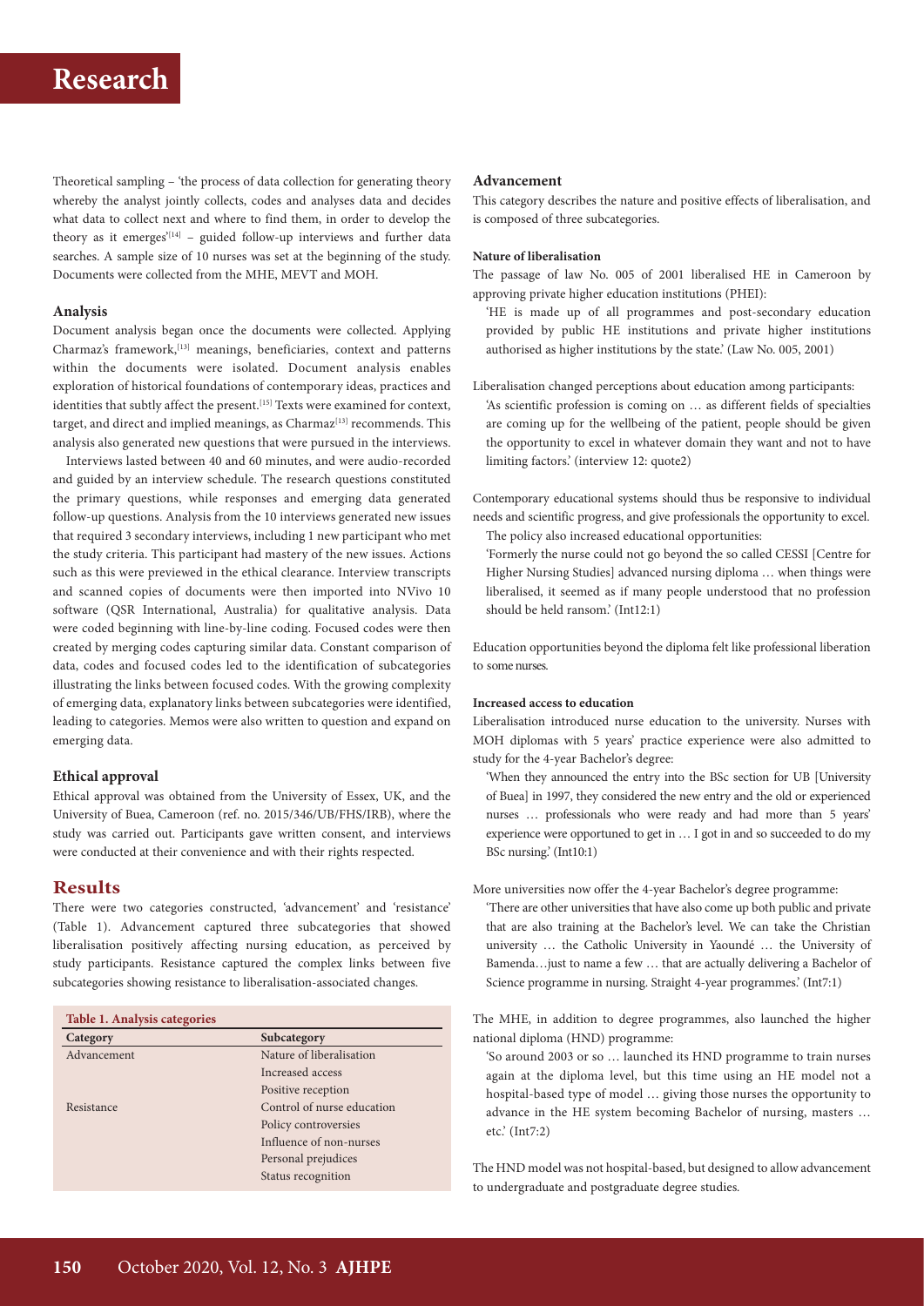Theoretical sampling – 'the process of data collection for generating theory whereby the analyst jointly collects, codes and analyses data and decides what data to collect next and where to find them, in order to develop the theory as it emerges'[14] – guided follow-up interviews and further data searches. A sample size of 10 nurses was set at the beginning of the study. Documents were collected from the MHE, MEVT and MOH.

### Analysis

Document analysis began once the documents were collected. Applying Charmaz's framework,[13] meanings, beneficiaries, context and patterns within the documents were isolated. Document analysis enables exploration of historical foundations of contemporary ideas, practices and identities that subtly affect the present.[15] Texts were examined for context, target, and direct and implied meanings, as Charmaz[13] recommends. This analysis also generated new questions that were pursued in the interviews.

Interviews lasted between 40 and 60 minutes, and were audio-recorded and guided by an interview schedule. The research questions constituted the primary questions, while responses and emerging data generated follow-up questions. Analysis from the 10 interviews generated new issues that required 3 secondary interviews, including 1 new participant who met the study criteria. This participant had mastery of the new issues. Actions such as this were previewed in the ethical clearance. Interview transcripts and scanned copies of documents were then imported into NVivo 10 software (QSR International, Australia) for qualitative analysis. Data were coded beginning with line-by-line coding. Focused codes were then created by merging codes capturing similar data. Constant comparison of data, codes and focused codes led to the identification of subcategories illustrating the links between focused codes. With the growing complexity of emerging data, explanatory links between subcategories were identified, leading to categories. Memos were also written to question and expand on emerging data.

### Ethical approval

Ethical approval was obtained from the University of Essex, UK, and the University of Buea, Cameroon (ref. no. 2015/346/UB/FHS/IRB), where the study was carried out. Participants gave written consent, and interviews were conducted at their convenience and with their rights respected.

## Results

There were two categories constructed, 'advancement' and 'resistance' (Table 1). Advancement captured three subcategories that showed liberalisation positively affecting nursing education, as perceived by study participants. Resistance captured the complex links between five subcategories showing resistance to liberalisation-associated changes.

**Table 1. Analysis categories**

| Category | Subcategory |
|---|---|
| Advancement | Nature of liberalisation |
| | Increased access |
| | Positive reception |
| Resistance | Control of nurse education |
| | Policy controversies |
| | Influence of non-nurses |
| | Personal prejudices |
| | Status recognition |

### Advancement

This category describes the nature and positive effects of liberalisation, and is composed of three subcategories.

#### Nature of liberalisation

The passage of law No. 005 of 2001 liberalised HE in Cameroon by approving private higher education institutions (PHEI):

> 'HE is made up of all programmes and post-secondary education provided by public HE institutions and private higher institutions authorised as higher institutions by the state.' (Law No. 005, 2001)

Liberalisation changed perceptions about education among participants:

> 'As scientific profession is coming on … as different fields of specialties are coming up for the wellbeing of the patient, people should be given the opportunity to excel in whatever domain they want and not to have limiting factors.' (interview 12: quote2)

Contemporary educational systems should thus be responsive to individual needs and scientific progress, and give professionals the opportunity to excel.

The policy also increased educational opportunities:

> 'Formerly the nurse could not go beyond the so called CESSI [Centre for Higher Nursing Studies] advanced nursing diploma … when things were liberalised, it seemed as if many people understood that no profession should be held ransom.' (Int12:1)

Education opportunities beyond the diploma felt like professional liberation to some nurses.

#### Increased access to education

Liberalisation introduced nurse education to the university. Nurses with MOH diplomas with 5 years' practice experience were also admitted to study for the 4-year Bachelor's degree:

> 'When they announced the entry into the BSc section for UB [University of Buea] in 1997, they considered the new entry and the old or experienced nurses … professionals who were ready and had more than 5 years' experience were opportuned to get in … I got in and so succeeded to do my BSc nursing.' (Int10:1)

More universities now offer the 4-year Bachelor's degree programme:

> 'There are other universities that have also come up both public and private that are also training at the Bachelor's level. We can take the Christian university … the Catholic University in Yaoundé … the University of Bamenda…just to name a few … that are actually delivering a Bachelor of Science programme in nursing. Straight 4-year programmes.' (Int7:1)

The MHE, in addition to degree programmes, also launched the higher national diploma (HND) programme:

> 'So around 2003 or so … launched its HND programme to train nurses again at the diploma level, but this time using an HE model not a hospital-based type of model … giving those nurses the opportunity to advance in the HE system becoming Bachelor of nursing, masters … etc.' (Int7:2)

The HND model was not hospital-based, but designed to allow advancement to undergraduate and postgraduate degree studies.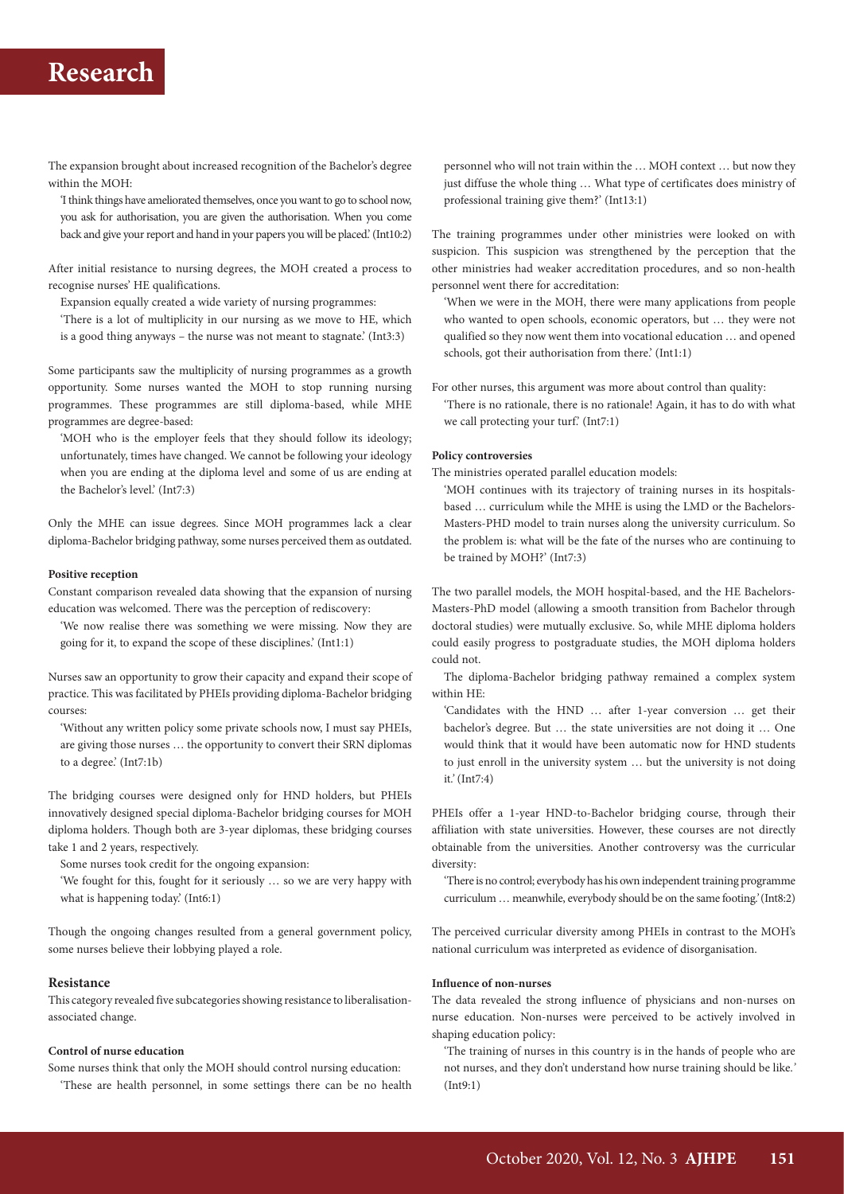The expansion brought about increased recognition of the Bachelor's degree within the MOH:

> 'I think things have ameliorated themselves, once you want to go to school now, you ask for authorisation, you are given the authorisation. When you come back and give your report and hand in your papers you will be placed.' (Int10:2)

After initial resistance to nursing degrees, the MOH created a process to recognise nurses' HE qualifications.

Expansion equally created a wide variety of nursing programmes:

> 'There is a lot of multiplicity in our nursing as we move to HE, which is a good thing anyways – the nurse was not meant to stagnate.' (Int3:3)

Some participants saw the multiplicity of nursing programmes as a growth opportunity. Some nurses wanted the MOH to stop running nursing programmes. These programmes are still diploma-based, while MHE programmes are degree-based:

> 'MOH who is the employer feels that they should follow its ideology; unfortunately, times have changed. We cannot be following your ideology when you are ending at the diploma level and some of us are ending at the Bachelor's level.' (Int7:3)

Only the MHE can issue degrees. Since MOH programmes lack a clear diploma-Bachelor bridging pathway, some nurses perceived them as outdated.

#### Positive reception

Constant comparison revealed data showing that the expansion of nursing education was welcomed. There was the perception of rediscovery:

> 'We now realise there was something we were missing. Now they are going for it, to expand the scope of these disciplines.' (Int1:1)

Nurses saw an opportunity to grow their capacity and expand their scope of practice. This was facilitated by PHEIs providing diploma-Bachelor bridging courses:

> 'Without any written policy some private schools now, I must say PHEIs, are giving those nurses … the opportunity to convert their SRN diplomas to a degree.' (Int7:1b)

The bridging courses were designed only for HND holders, but PHEIs innovatively designed special diploma-Bachelor bridging courses for MOH diploma holders. Though both are 3-year diplomas, these bridging courses take 1 and 2 years, respectively.

Some nurses took credit for the ongoing expansion:

> 'We fought for this, fought for it seriously … so we are very happy with what is happening today.' (Int6:1)

Though the ongoing changes resulted from a general government policy, some nurses believe their lobbying played a role.

### Resistance

This category revealed five subcategories showing resistance to liberalisation-associated change.

#### Control of nurse education

Some nurses think that only the MOH should control nursing education:

> 'These are health personnel, in some settings there can be no health personnel who will not train within the … MOH context … but now they just diffuse the whole thing … What type of certificates does ministry of professional training give them?' (Int13:1)

The training programmes under other ministries were looked on with suspicion. This suspicion was strengthened by the perception that the other ministries had weaker accreditation procedures, and so non-health personnel went there for accreditation:

> 'When we were in the MOH, there were many applications from people who wanted to open schools, economic operators, but … they were not qualified so they now went them into vocational education … and opened schools, got their authorisation from there.' (Int1:1)

For other nurses, this argument was more about control than quality:

> 'There is no rationale, there is no rationale! Again, it has to do with what we call protecting your turf.' (Int7:1)

#### Policy controversies

The ministries operated parallel education models:

> 'MOH continues with its trajectory of training nurses in its hospitals-based … curriculum while the MHE is using the LMD or the Bachelors-Masters-PHD model to train nurses along the university curriculum. So the problem is: what will be the fate of the nurses who are continuing to be trained by MOH?' (Int7:3)

The two parallel models, the MOH hospital-based, and the HE Bachelors-Masters-PhD model (allowing a smooth transition from Bachelor through doctoral studies) were mutually exclusive. So, while MHE diploma holders could easily progress to postgraduate studies, the MOH diploma holders could not.

The diploma-Bachelor bridging pathway remained a complex system within HE:

> 'Candidates with the HND … after 1-year conversion … get their bachelor's degree. But … the state universities are not doing it … One would think that it would have been automatic now for HND students to just enroll in the university system … but the university is not doing it.' (Int7:4)

PHEIs offer a 1-year HND-to-Bachelor bridging course, through their affiliation with state universities. However, these courses are not directly obtainable from the universities. Another controversy was the curricular diversity:

> 'There is no control; everybody has his own independent training programme curriculum … meanwhile, everybody should be on the same footing.' (Int8:2)

The perceived curricular diversity among PHEIs in contrast to the MOH's national curriculum was interpreted as evidence of disorganisation.

#### Influence of non-nurses

The data revealed the strong influence of physicians and non-nurses on nurse education. Non-nurses were perceived to be actively involved in shaping education policy:

> 'The training of nurses in this country is in the hands of people who are not nurses, and they don't understand how nurse training should be like.' (Int9:1)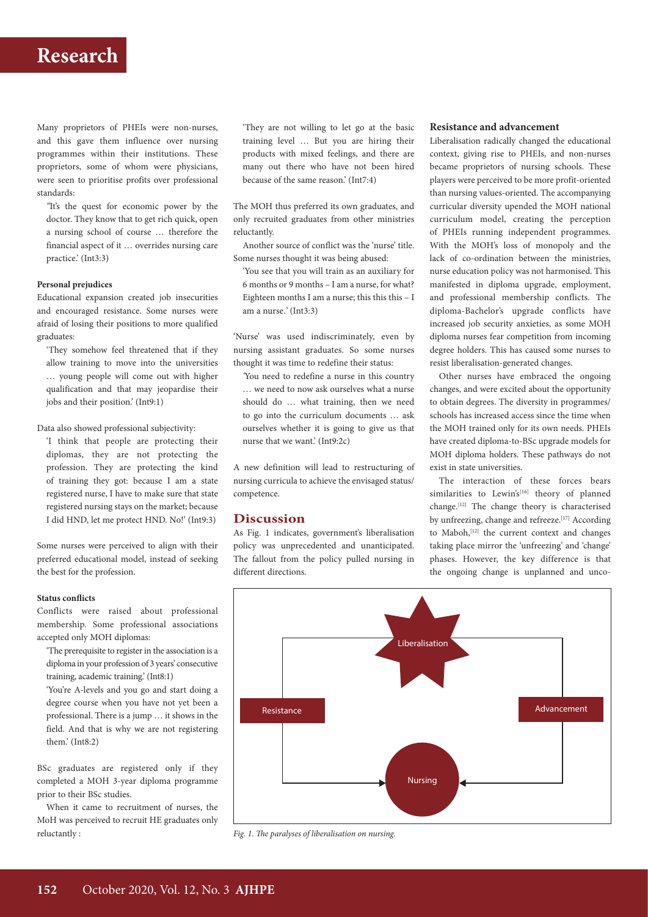Many proprietors of PHEIs were non-nurses, and this gave them influence over nursing programmes within their institutions. These proprietors, some of whom were physicians, were seen to prioritise profits over professional standards:

"It's the quest for economic power by the doctor. They know that to get rich quick, open a nursing school of course … therefore the financial aspect of it … overrides nursing care practice.' (Int3:3)

#### Personal prejudices

Educational expansion created job insecurities and encouraged resistance. Some nurses were afraid of losing their positions to more qualified graduates:

'They somehow feel threatened that if they allow training to move into the universities … young people will come out with higher qualification and that may jeopardise their jobs and their position.' (Int9:1)

Data also showed professional subjectivity:

'I think that people are protecting their diplomas, they are not protecting the profession. They are protecting the kind of training they got: because I am a state registered nurse, I have to make sure that state registered nursing stays on the market; because I did HND, let me protect HND. No!' (Int9:3)

Some nurses were perceived to align with their preferred educational model, instead of seeking the best for the profession.

#### Status conflicts

Conflicts were raised about professional membership. Some professional associations accepted only MOH diplomas:

'The prerequisite to register in the association is a diploma in your profession of 3 years' consecutive training, academic training.' (Int8:1)

'You're A-levels and you go and start doing a degree course when you have not yet been a professional. There is a jump … it shows in the field. And that is why we are not registering them.' (Int8:2)

BSc graduates are registered only if they completed a MOH 3-year diploma programme prior to their BSc studies.

When it came to recruitment of nurses, the MoH was perceived to recruit HE graduates only reluctantly :

'They are not willing to let go at the basic training level … But you are hiring their products with mixed feelings, and there are many out there who have not been hired because of the same reason.' (Int7:4)

The MOH thus preferred its own graduates, and only recruited graduates from other ministries reluctantly.

Another source of conflict was the 'nurse' title. Some nurses thought it was being abused:

'You see that you will train as an auxiliary for 6 months or 9 months – I am a nurse, for what? Eighteen months I am a nurse; this this this – I am a nurse.' (Int3:3)

'Nurse' was used indiscriminately, even by nursing assistant graduates. So some nurses thought it was time to redefine their status:

'You need to redefine a nurse in this country … we need to now ask ourselves what a nurse should do … what training, then we need to go into the curriculum documents … ask ourselves whether it is going to give us that nurse that we want.' (Int9:2c)

A new definition will lead to restructuring of nursing curricula to achieve the envisaged status/competence.

## Discussion

As Fig. 1 indicates, government's liberalisation policy was unprecedented and unanticipated. The fallout from the policy pulled nursing in different directions.

#### Resistance and advancement

Liberalisation radically changed the educational context, giving rise to PHEIs, and non-nurses became proprietors of nursing schools. These players were perceived to be more profit-oriented than nursing values-oriented. The accompanying curricular diversity upended the MOH national curriculum model, creating the perception of PHEIs running independent programmes. With the MOH's loss of monopoly and the lack of co-ordination between the ministries, nurse education policy was not harmonised. This manifested in diploma upgrade, employment, and professional membership conflicts. The diploma-Bachelor's upgrade conflicts have increased job security anxieties, as some MOH diploma nurses fear competition from incoming degree holders. This has caused some nurses to resist liberalisation-generated changes.

Other nurses have embraced the ongoing changes, and were excited about the opportunity to obtain degrees. The diversity in programmes/schools has increased access since the time when the MOH trained only for its own needs. PHEIs have created diploma-to-BSc upgrade models for MOH diploma holders. These pathways do not exist in state universities.

The interaction of these forces bears similarities to Lewin's[16] theory of planned change.[12] The change theory is characterised by unfreezing, change and refreeze.[17] According to Maboh,[12] the current context and changes taking place mirror the 'unfreezing' and 'change' phases. However, the key difference is that the ongoing change is unplanned and unco-

*Fig. 1. The paralyses of liberalisation on nursing.*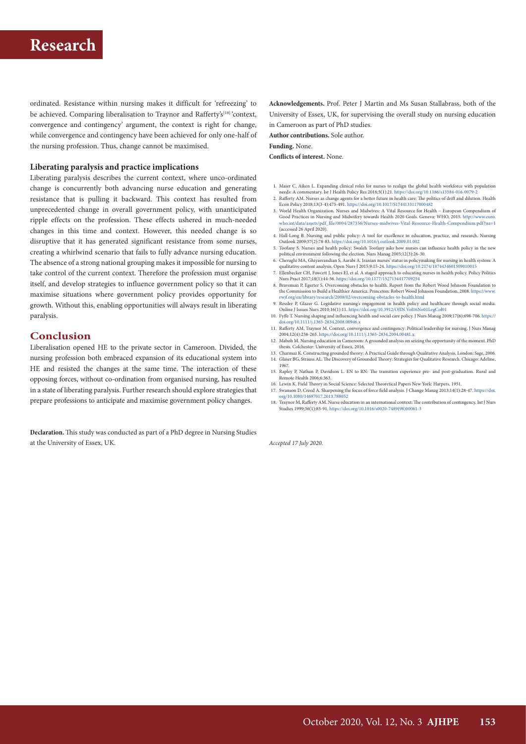ordinated. Resistance within nursing makes it difficult for 'refreezing' to be achieved. Comparing liberalisation to Traynor and Rafferty's[18] 'context, convergence and contingency' argument, the context is right for change, while convergence and contingency have been achieved for only one-half of the nursing profession. Thus, change cannot be maximised.

### Liberating paralysis and practice implications

Liberating paralysis describes the current context, where unco-ordinated change is concurrently both advancing nurse education and generating resistance that is pulling it backward. This context has resulted from unprecedented change in overall government policy, with unanticipated ripple effects on the profession. These effects ushered in much-needed changes in this time and context. However, this needed change is so disruptive that it has generated significant resistance from some nurses, creating a whirlwind scenario that fails to fully advance nursing education. The absence of a strong national grouping makes it impossible for nursing to take control of the current context. Therefore the profession must organise itself, and develop strategies to influence government policy so that it can maximise situations where government policy provides opportunity for growth. Without this, enabling opportunities will always result in liberating paralysis.

## Conclusion

Liberalisation opened HE to the private sector in Cameroon. Divided, the nursing profession both embraced expansion of its educational system into HE and resisted the changes at the same time. The interaction of these opposing forces, without co-ordination from organised nursing, has resulted in a state of liberating paralysis. Further research should explore strategies that prepare professions to anticipate and maximise government policy changes.

**Declaration.** This study was conducted as part of a PhD degree in Nursing Studies at the University of Essex, UK.

**Acknowledgements.** Prof. Peter J Martin and Ms Susan Stallabrass, both of the University of Essex, UK, for supervising the overall study on nursing education in Cameroon as part of PhD studies.

**Author contributions.** Sole author.

**Funding.** None.

**Conflicts of interest.** None.

1. Maier C, Aiken L. Expanding clinical roles for nurses to realign the global health workforce with population needs: A commentary. Isr J Health Policy Res 2016;5(1):21. https://doi.org/10.1186/s13584-016-0079-2
2. Rafferty AM. Nurses as change agents for a better future in health care: The politics of drift and dilution. Health Econ Policy 2018;13(3-4):475-491. https://doi.org/10.1017/S1744133117000482
3. World Health Organization. Nurses and Midwives: A Vital Resource for Health – European Compendium of Good Practices in Nursing and Midwifery towards Health 2020 Goals. Geneva: WHO, 2015. http://www.euro.who.int/data/assets/pdf_file/0004/287356/Nurses-midwives-Vital-Resource-Health-Compendium.pdf?ua=1 (accessed 26 April 2020).
4. Hall-Long B. Nursing and public policy: A tool for excellence in education, practice, and research. Nursing Outlook 2009;57(2):78-83. https://doi.org/10.1016/j.outlook.2009.01.002
5. Toofany S. Nurses and health policy: Swaleh Toofany asks how nurses can influence health policy in the new political environment following the election. Nurs Manag 2005;12(3):26-30.
6. Cheraghi MA, Ghiyasvandian S, Aarabi A. Iranian nurses' status in policymaking for nursing in health system: A qualitative content analysis. Open Nurs J 2015;9:15-24. https://doi.org/10.2174/1874434601509010015
7. Ellenbecker CH, Fawcett J, Jones EJ, et al. A staged approach to educating nurses in health policy. Policy Politics Nurs Pract 2017;18(1):44-56. https://doi.org/10.1177/1527154417709254
8. Braveman P, Egerter S. Overcoming obstacles to health. Report from the Robert Wood Johnson Foundation to the Commission to Build a Healthier America. Princeton: Robert Wood Johnson Foundation, 2008. https://www.rwjf.org/en/library/research/2008/02/overcoming-obstacles-to-health.html
9. Ressler P, Glazer G. Legislative nursing's engagement in health policy and healthcare through social media. Online J Issues Nurs 2010;16(1):11. https://doi.org/10.3912/OJIN.Vol16No01LegCol01
10. Fyffe T. Nursing shaping and influencing health and social care policy. J Nurs Manag 2009;17(6):698-706. https://doi.org/10.1111/j.1365-2834.2008.00946.x
11. Rafferty AM, Traynor M. Context, convergence and contingency: Political leadership for nursing. J Nurs Manag 2004;12(4):258-265. https://doi.org/10.1111/j.1365-2834.2004.00481.x
12. Maboh M. Nursing education in Cameroon: A grounded analysis on seizing the opportunity of the moment. PhD thesis. Colchester: University of Essex, 2016.
13. Charmaz K. Constructing grounded theory: A Practical Guide through Qualitative Analysis. London: Sage, 2006.
14. Glaser BG, Strauss AL. The Discovery of Grounded Theory: Strategies for Qualitative Research. Chicago: Adeline, 1967.
15. Rapley P, Nathan P, Davidson L. EN to RN: The transition experience pre- and post-graduation. Rural and Remote Health 2006;6:363.
16. Lewin K. Field Theory in Social Science: Selected Theoretical Papers New York: Harpers, 1951.
17. Swanson D, Creed A. Sharpening the focus of force field analysis. J Change Manag 2013;14(1):28-47. https://doi.org/10.1080/14697017.2013.788052
18. Traynor M, Rafferty AM. Nurse education in an international context: The contribution of contingency. Int J Nurs Studies 1999;36(1):85-91. https://doi.org/10.1016/s0020-7489(98)00061-3

*Accepted 17 July 2020.*